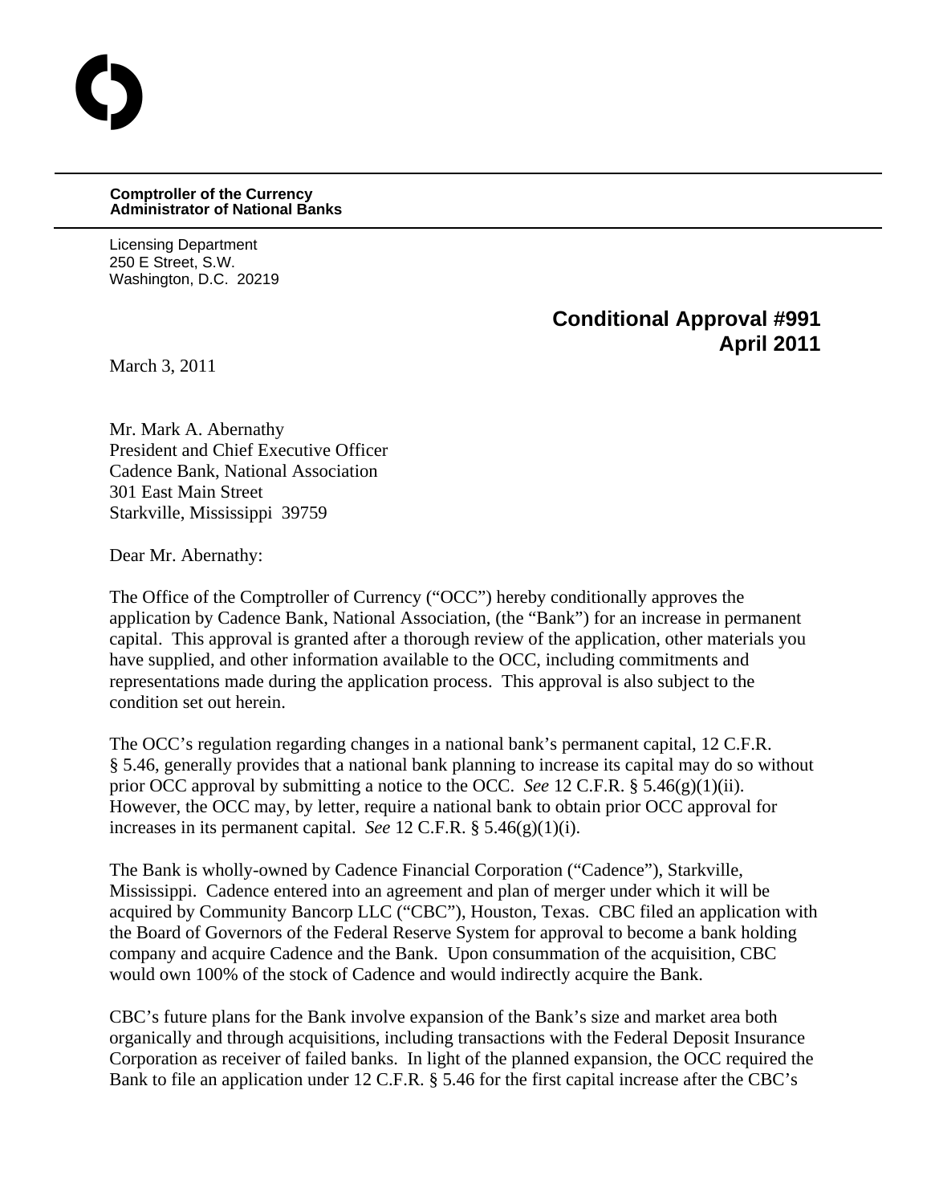**Comptroller of the Currency**
**Administrator of National Banks**

Licensing Department
250 E Street, S.W.
Washington, D.C. 20219

**Conditional Approval #991**
**April 2011**

March 3, 2011

Mr. Mark A. Abernathy
President and Chief Executive Officer
Cadence Bank, National Association
301 East Main Street
Starkville, Mississippi 39759

Dear Mr. Abernathy:

The Office of the Comptroller of Currency ("OCC") hereby conditionally approves the application by Cadence Bank, National Association, (the "Bank") for an increase in permanent capital. This approval is granted after a thorough review of the application, other materials you have supplied, and other information available to the OCC, including commitments and representations made during the application process. This approval is also subject to the condition set out herein.

The OCC's regulation regarding changes in a national bank's permanent capital, 12 C.F.R. § 5.46, generally provides that a national bank planning to increase its capital may do so without prior OCC approval by submitting a notice to the OCC. *See* 12 C.F.R. § 5.46(g)(1)(ii). However, the OCC may, by letter, require a national bank to obtain prior OCC approval for increases in its permanent capital. *See* 12 C.F.R. § 5.46(g)(1)(i).

The Bank is wholly-owned by Cadence Financial Corporation ("Cadence"), Starkville, Mississippi. Cadence entered into an agreement and plan of merger under which it will be acquired by Community Bancorp LLC ("CBC"), Houston, Texas. CBC filed an application with the Board of Governors of the Federal Reserve System for approval to become a bank holding company and acquire Cadence and the Bank. Upon consummation of the acquisition, CBC would own 100% of the stock of Cadence and would indirectly acquire the Bank.

CBC's future plans for the Bank involve expansion of the Bank's size and market area both organically and through acquisitions, including transactions with the Federal Deposit Insurance Corporation as receiver of failed banks. In light of the planned expansion, the OCC required the Bank to file an application under 12 C.F.R. § 5.46 for the first capital increase after the CBC's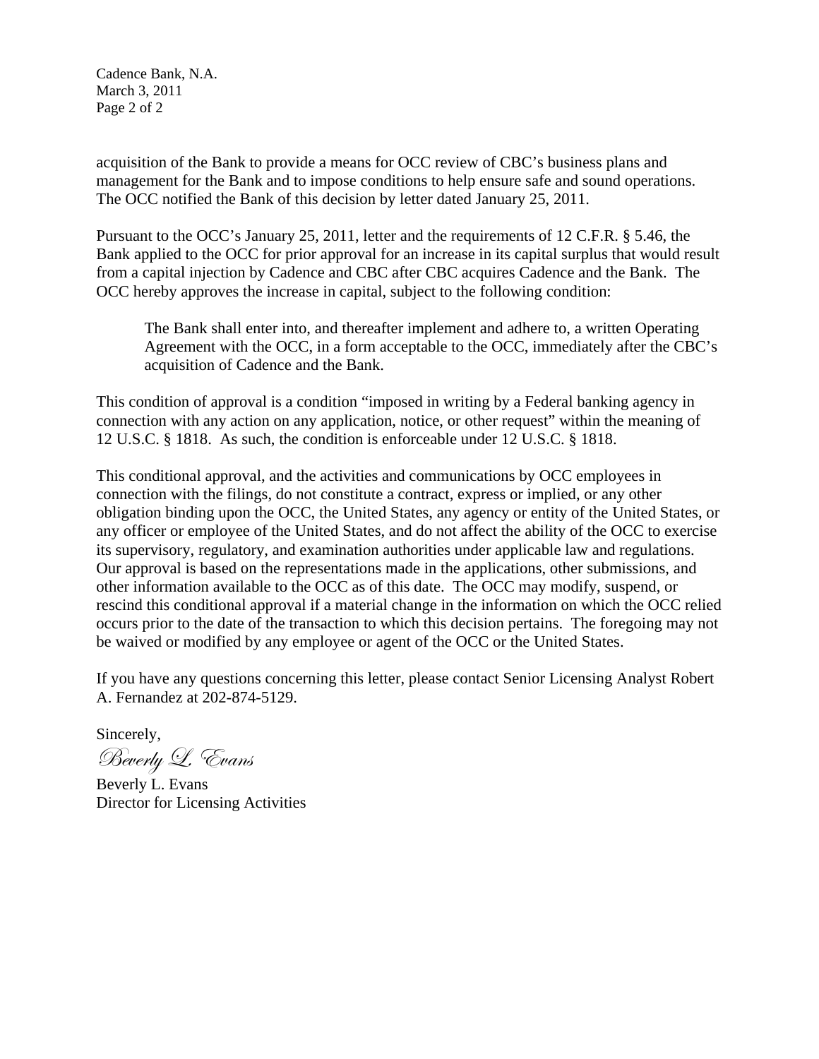acquisition of the Bank to provide a means for OCC review of CBC's business plans and management for the Bank and to impose conditions to help ensure safe and sound operations. The OCC notified the Bank of this decision by letter dated January 25, 2011.

Pursuant to the OCC's January 25, 2011, letter and the requirements of 12 C.F.R. § 5.46, the Bank applied to the OCC for prior approval for an increase in its capital surplus that would result from a capital injection by Cadence and CBC after CBC acquires Cadence and the Bank. The OCC hereby approves the increase in capital, subject to the following condition:

> The Bank shall enter into, and thereafter implement and adhere to, a written Operating Agreement with the OCC, in a form acceptable to the OCC, immediately after the CBC's acquisition of Cadence and the Bank.

This condition of approval is a condition "imposed in writing by a Federal banking agency in connection with any action on any application, notice, or other request" within the meaning of 12 U.S.C. § 1818. As such, the condition is enforceable under 12 U.S.C. § 1818.

This conditional approval, and the activities and communications by OCC employees in connection with the filings, do not constitute a contract, express or implied, or any other obligation binding upon the OCC, the United States, any agency or entity of the United States, or any officer or employee of the United States, and do not affect the ability of the OCC to exercise its supervisory, regulatory, and examination authorities under applicable law and regulations. Our approval is based on the representations made in the applications, other submissions, and other information available to the OCC as of this date. The OCC may modify, suspend, or rescind this conditional approval if a material change in the information on which the OCC relied occurs prior to the date of the transaction to which this decision pertains. The foregoing may not be waived or modified by any employee or agent of the OCC or the United States.

If you have any questions concerning this letter, please contact Senior Licensing Analyst Robert A. Fernandez at 202-874-5129.

Sincerely,

*Beverly L. Evans*

Beverly L. Evans
Director for Licensing Activities